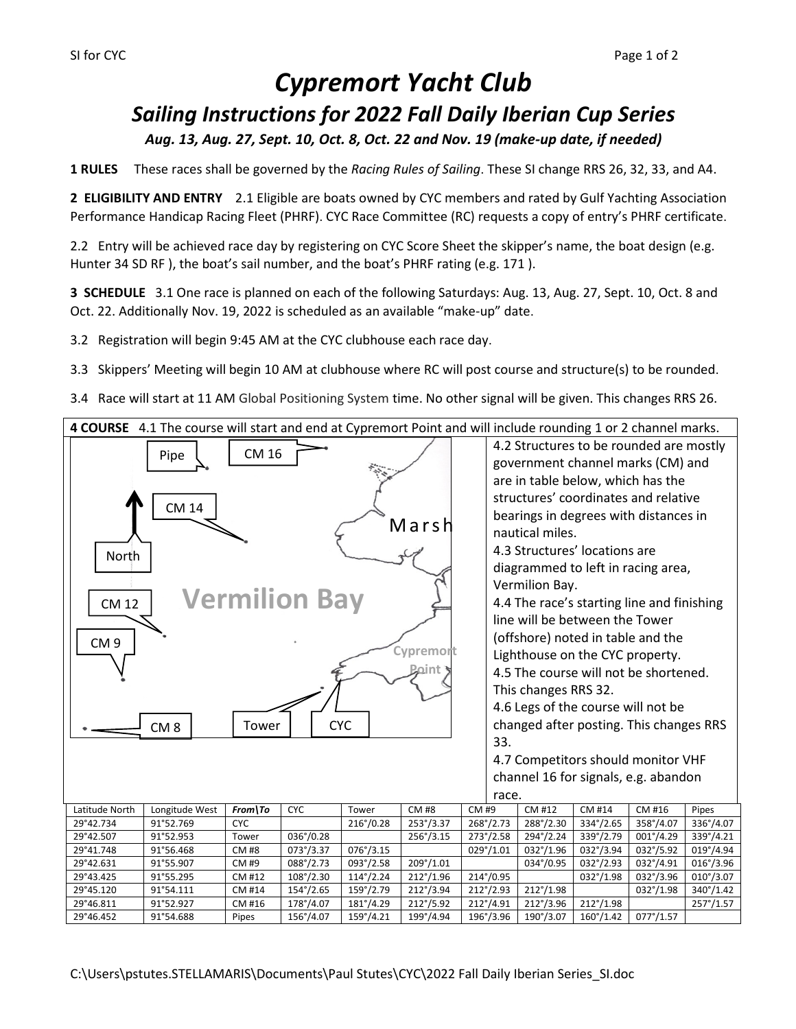# Cypremort Yacht Club

## Sailing Instructions for 2022 Fall Daily Iberian Cup Series

***Aug. 13, Aug. 27, Sept. 10, Oct. 8, Oct. 22 and Nov. 19 (make-up date, if needed)***

**1 RULES** These races shall be governed by the *Racing Rules of Sailing*. These SI change RRS 26, 32, 33, and A4.

**2 ELIGIBILITY AND ENTRY** 2.1 Eligible are boats owned by CYC members and rated by Gulf Yachting Association Performance Handicap Racing Fleet (PHRF). CYC Race Committee (RC) requests a copy of entry's PHRF certificate.

2.2 Entry will be achieved race day by registering on CYC Score Sheet the skipper's name, the boat design (e.g. Hunter 34 SD RF ), the boat's sail number, and the boat's PHRF rating (e.g. 171 ).

**3 SCHEDULE** 3.1 One race is planned on each of the following Saturdays: Aug. 13, Aug. 27, Sept. 10, Oct. 8 and Oct. 22. Additionally Nov. 19, 2022 is scheduled as an available "make-up" date.

3.2 Registration will begin 9:45 AM at the CYC clubhouse each race day.

3.3 Skippers' Meeting will begin 10 AM at clubhouse where RC will post course and structure(s) to be rounded.

3.4 Race will start at 11 AM Global Positioning System time. No other signal will be given. This changes RRS 26.

**4 COURSE** 4.1 The course will start and end at Cypremort Point and will include rounding 1 or 2 channel marks.

4.2 Structures to be rounded are mostly government channel marks (CM) and are in table below, which has the structures' coordinates and relative bearings in degrees with distances in nautical miles.

4.3 Structures' locations are diagrammed to left in racing area, Vermilion Bay.

4.4 The race's starting line and finishing line will be between the Tower (offshore) noted in table and the Lighthouse on the CYC property.

4.5 The course will not be shortened. This changes RRS 32.

4.6 Legs of the course will not be changed after posting. This changes RRS 33.

4.7 Competitors should monitor VHF channel 16 for signals, e.g. abandon race.

| Latitude North | Longitude West | *From\To* | CYC | Tower | CM #8 | CM #9 | CM #12 | CM #14 | CM #16 | Pipes |
|---|---|---|---|---|---|---|---|---|---|---|
| 29°42.734 | 91°52.769 | CYC | | 216°/0.28 | 253°/3.37 | 268°/2.73 | 288°/2.30 | 334°/2.65 | 358°/4.07 | 336°/4.07 |
| 29°42.507 | 91°52.953 | Tower | 036°/0.28 | | 256°/3.15 | 273°/2.58 | 294°/2.24 | 339°/2.79 | 001°/4.29 | 339°/4.21 |
| 29°41.748 | 91°56.468 | CM #8 | 073°/3.37 | 076°/3.15 | | 029°/1.01 | 032°/1.96 | 032°/3.94 | 032°/5.92 | 019°/4.94 |
| 29°42.631 | 91°55.907 | CM #9 | 088°/2.73 | 093°/2.58 | 209°/1.01 | | 034°/0.95 | 032°/2.93 | 032°/4.91 | 016°/3.96 |
| 29°43.425 | 91°55.295 | CM #12 | 108°/2.30 | 114°/2.24 | 212°/1.96 | 214°/0.95 | | 032°/1.98 | 032°/3.96 | 010°/3.07 |
| 29°45.120 | 91°54.111 | CM #14 | 154°/2.65 | 159°/2.79 | 212°/3.94 | 212°/2.93 | 212°/1.98 | | 032°/1.98 | 340°/1.42 |
| 29°46.811 | 91°52.927 | CM #16 | 178°/4.07 | 181°/4.29 | 212°/5.92 | 212°/4.91 | 212°/3.96 | 212°/1.98 | | 257°/1.57 |
| 29°46.452 | 91°54.688 | Pipes | 156°/4.07 | 159°/4.21 | 199°/4.94 | 196°/3.96 | 190°/3.07 | 160°/1.42 | 077°/1.57 | |

C:\Users\pstutes.STELLAMARIS\Documents\Paul Stutes\CYC\2022 Fall Daily Iberian Series_SI.doc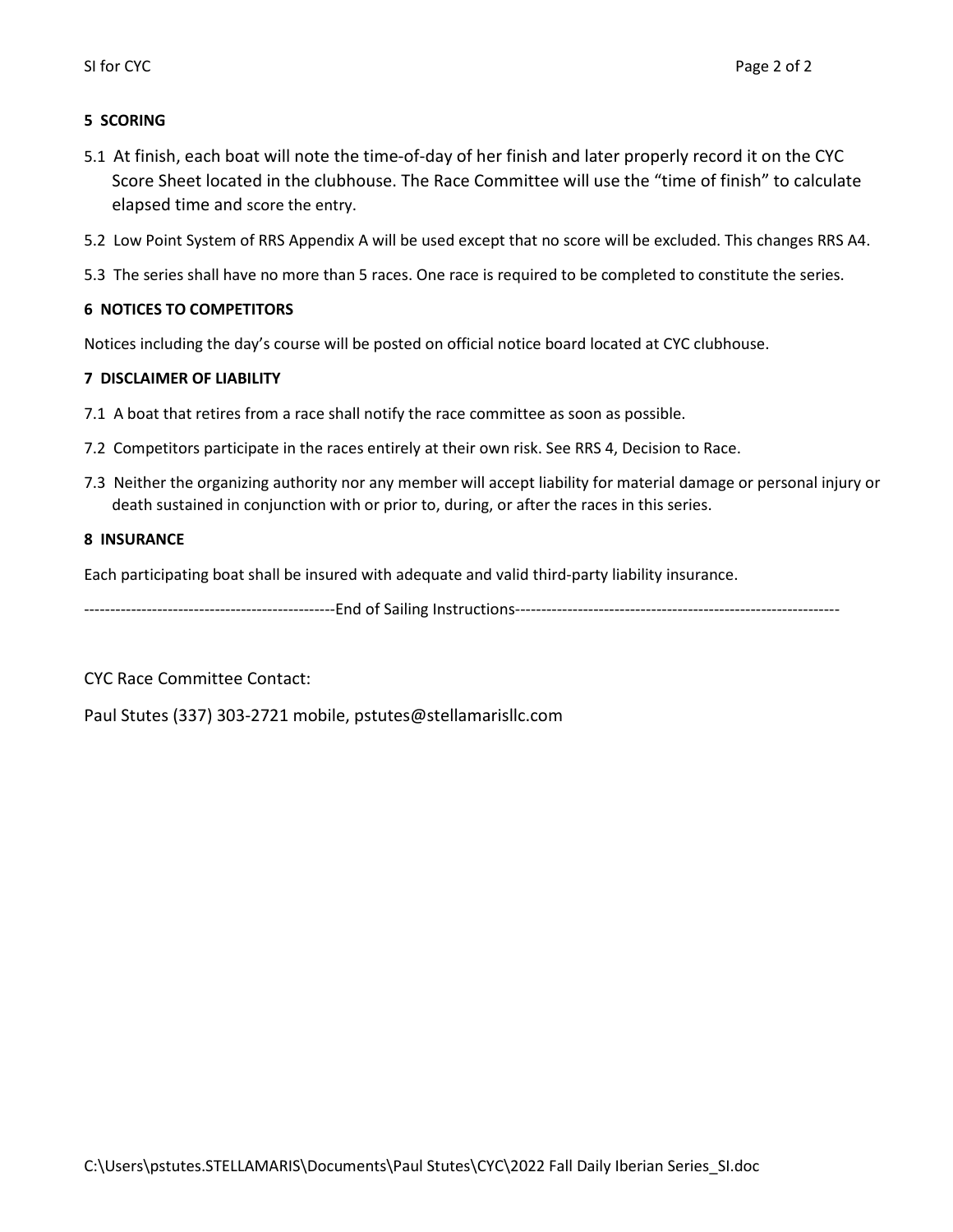## 5 SCORING

5.1 At finish, each boat will note the time-of-day of her finish and later properly record it on the CYC Score Sheet located in the clubhouse. The Race Committee will use the "time of finish" to calculate elapsed time and score the entry.

5.2 Low Point System of RRS Appendix A will be used except that no score will be excluded. This changes RRS A4.

5.3 The series shall have no more than 5 races. One race is required to be completed to constitute the series.

## 6 NOTICES TO COMPETITORS

Notices including the day's course will be posted on official notice board located at CYC clubhouse.

## 7 DISCLAIMER OF LIABILITY

7.1 A boat that retires from a race shall notify the race committee as soon as possible.

7.2 Competitors participate in the races entirely at their own risk. See RRS 4, Decision to Race.

7.3 Neither the organizing authority nor any member will accept liability for material damage or personal injury or death sustained in conjunction with or prior to, during, or after the races in this series.

## 8 INSURANCE

Each participating boat shall be insured with adequate and valid third-party liability insurance.

------------------------------------------------End of Sailing Instructions--------------------------------------------------------------

CYC Race Committee Contact:

Paul Stutes (337) 303-2721 mobile, pstutes@stellamarisllc.com

C:\Users\pstutes.STELLAMARIS\Documents\Paul Stutes\CYC\2022 Fall Daily Iberian Series_SI.doc